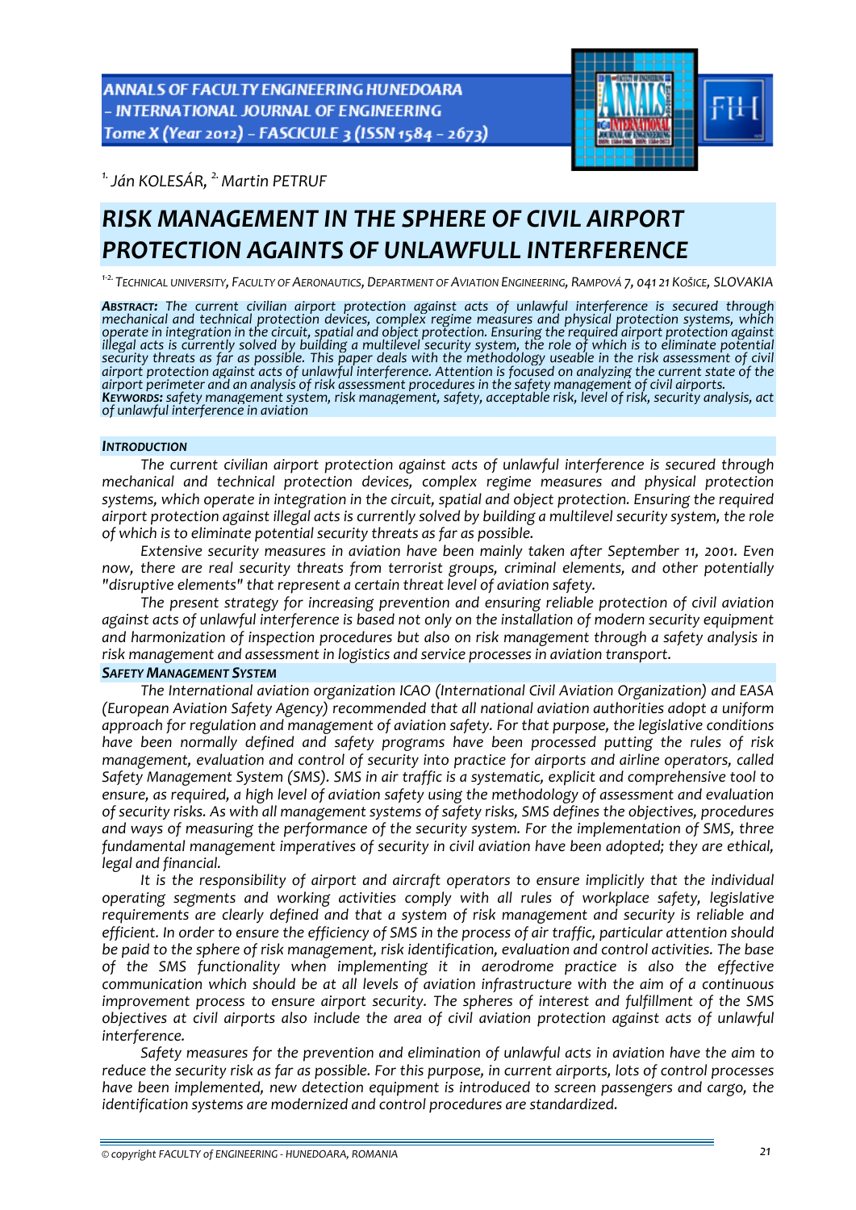[1.] Ján KOLESÁR, [2.] Martin PETRUF

# RISK MANAGEMENT IN THE SPHERE OF CIVIL AIRPORT PROTECTION AGAINTS OF UNLAWFULL INTERFERENCE

[1-2.] TECHNICAL UNIVERSITY, FACULTY OF AERONAUTICS, DEPARTMENT OF AVIATION ENGINEERING, RAMPOVÁ 7, 041 21 KOŠICE, SLOVAKIA

***ABSTRACT:*** *The current civilian airport protection against acts of unlawful interference is secured through mechanical and technical protection devices, complex regime measures and physical protection systems, which operate in integration in the circuit, spatial and object protection. Ensuring the required airport protection against illegal acts is currently solved by building a multilevel security system, the role of which is to eliminate potential security threats as far as possible. This paper deals with the methodology useable in the risk assessment of civil airport protection against acts of unlawful interference. Attention is focused on analyzing the current state of the airport perimeter and an analysis of risk assessment procedures in the safety management of civil airports.*
***KEYWORDS:*** *safety management system, risk management, safety, acceptable risk, level of risk, security analysis, act of unlawful interference in aviation*

## INTRODUCTION

*The current civilian airport protection against acts of unlawful interference is secured through mechanical and technical protection devices, complex regime measures and physical protection systems, which operate in integration in the circuit, spatial and object protection. Ensuring the required airport protection against illegal acts is currently solved by building a multilevel security system, the role of which is to eliminate potential security threats as far as possible.*

*Extensive security measures in aviation have been mainly taken after September 11, 2001. Even now, there are real security threats from terrorist groups, criminal elements, and other potentially "disruptive elements" that represent a certain threat level of aviation safety.*

*The present strategy for increasing prevention and ensuring reliable protection of civil aviation against acts of unlawful interference is based not only on the installation of modern security equipment and harmonization of inspection procedures but also on risk management through a safety analysis in risk management and assessment in logistics and service processes in aviation transport.*

## SAFETY MANAGEMENT SYSTEM

*The International aviation organization ICAO (International Civil Aviation Organization) and EASA (European Aviation Safety Agency) recommended that all national aviation authorities adopt a uniform approach for regulation and management of aviation safety. For that purpose, the legislative conditions have been normally defined and safety programs have been processed putting the rules of risk management, evaluation and control of security into practice for airports and airline operators, called Safety Management System (SMS). SMS in air traffic is a systematic, explicit and comprehensive tool to ensure, as required, a high level of aviation safety using the methodology of assessment and evaluation of security risks. As with all management systems of safety risks, SMS defines the objectives, procedures and ways of measuring the performance of the security system. For the implementation of SMS, three fundamental management imperatives of security in civil aviation have been adopted; they are ethical, legal and financial.*

*It is the responsibility of airport and aircraft operators to ensure implicitly that the individual operating segments and working activities comply with all rules of workplace safety, legislative requirements are clearly defined and that a system of risk management and security is reliable and efficient. In order to ensure the efficiency of SMS in the process of air traffic, particular attention should be paid to the sphere of risk management, risk identification, evaluation and control activities. The base of the SMS functionality when implementing it in aerodrome practice is also the effective communication which should be at all levels of aviation infrastructure with the aim of a continuous improvement process to ensure airport security. The spheres of interest and fulfillment of the SMS objectives at civil airports also include the area of civil aviation protection against acts of unlawful interference.*

*Safety measures for the prevention and elimination of unlawful acts in aviation have the aim to reduce the security risk as far as possible. For this purpose, in current airports, lots of control processes have been implemented, new detection equipment is introduced to screen passengers and cargo, the identification systems are modernized and control procedures are standardized.*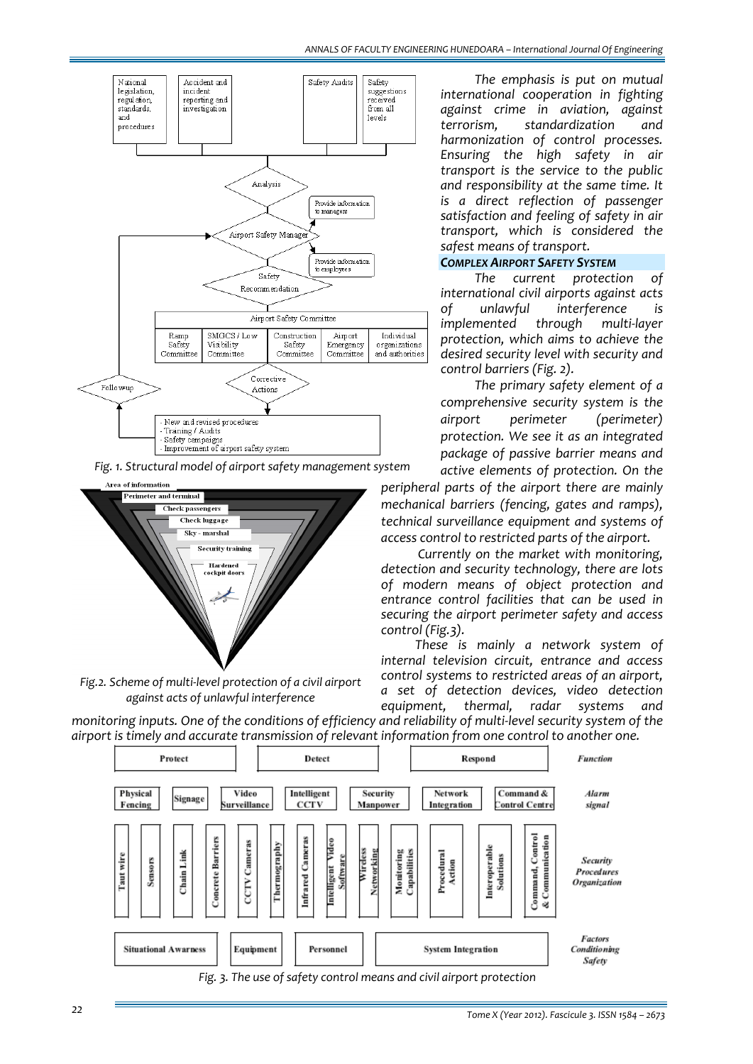Fig. 1. Structural model of airport safety management system

Fig.2. Scheme of multi-level protection of a civil airport against acts of unlawful interference

*The emphasis is put on mutual international cooperation in fighting against crime in aviation, against terrorism, standardization and harmonization of control processes. Ensuring the high safety in air transport is the service to the public and responsibility at the same time. It is a direct reflection of passenger satisfaction and feeling of safety in air transport, which is considered the safest means of transport.*

***COMPLEX AIRPORT SAFETY SYSTEM***

*The current protection of international civil airports against acts of unlawful interference is implemented through multi-layer protection, which aims to achieve the desired security level with security and control barriers (Fig. 2).*

*The primary safety element of a comprehensive security system is the airport perimeter (perimeter) protection. We see it as an integrated package of passive barrier means and active elements of protection. On the peripheral parts of the airport there are mainly mechanical barriers (fencing, gates and ramps), technical surveillance equipment and systems of access control to restricted parts of the airport.*

*Currently on the market with monitoring, detection and security technology, there are lots of modern means of object protection and entrance control facilities that can be used in securing the airport perimeter safety and access control (Fig.3).*

*These is mainly a network system of internal television circuit, entrance and access control systems to restricted areas of an airport, a set of detection devices, video detection equipment, thermal, radar systems and monitoring inputs. One of the conditions of efficiency and reliability of multi-level security system of the airport is timely and accurate transmission of relevant information from one control to another one.*

*Fig. 3. The use of safety control means and civil airport protection*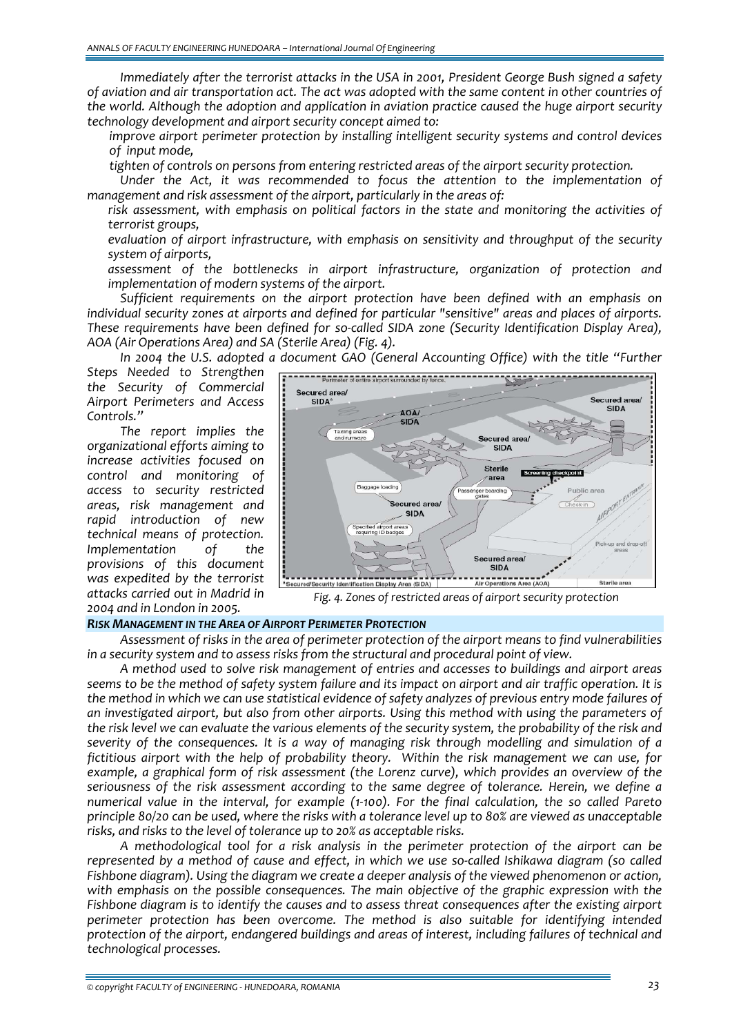*Immediately after the terrorist attacks in the USA in 2001, President George Bush signed a safety of aviation and air transportation act. The act was adopted with the same content in other countries of the world. Although the adoption and application in aviation practice caused the huge airport security technology development and airport security concept aimed to:*

- *improve airport perimeter protection by installing intelligent security systems and control devices of input mode,*
- *tighten of controls on persons from entering restricted areas of the airport security protection.*

*Under the Act, it was recommended to focus the attention to the implementation of management and risk assessment of the airport, particularly in the areas of:*

- *risk assessment, with emphasis on political factors in the state and monitoring the activities of terrorist groups,*
- *evaluation of airport infrastructure, with emphasis on sensitivity and throughput of the security system of airports,*
- *assessment of the bottlenecks in airport infrastructure, organization of protection and implementation of modern systems of the airport.*

*Sufficient requirements on the airport protection have been defined with an emphasis on individual security zones at airports and defined for particular "sensitive" areas and places of airports. These requirements have been defined for so-called SIDA zone (Security Identification Display Area), AOA (Air Operations Area) and SA (Sterile Area) (Fig. 4).*

*In 2004 the U.S. adopted a document GAO (General Accounting Office) with the title "Further Steps Needed to Strengthen the Security of Commercial Airport Perimeters and Access Controls."*

*The report implies the organizational efforts aiming to increase activities focused on control and monitoring of access to security restricted areas, risk management and rapid introduction of new technical means of protection. Implementation of the provisions of this document was expedited by the terrorist attacks carried out in Madrid in 2004 and in London in 2005.*

*Fig. 4. Zones of restricted areas of airport security protection*

### *RISK MANAGEMENT IN THE AREA OF AIRPORT PERIMETER PROTECTION*

*Assessment of risks in the area of perimeter protection of the airport means to find vulnerabilities in a security system and to assess risks from the structural and procedural point of view.*

*A method used to solve risk management of entries and accesses to buildings and airport areas seems to be the method of safety system failure and its impact on airport and air traffic operation. It is the method in which we can use statistical evidence of safety analyzes of previous entry mode failures of an investigated airport, but also from other airports. Using this method with using the parameters of the risk level we can evaluate the various elements of the security system, the probability of the risk and severity of the consequences. It is a way of managing risk through modelling and simulation of a fictitious airport with the help of probability theory. Within the risk management we can use, for example, a graphical form of risk assessment (the Lorenz curve), which provides an overview of the seriousness of the risk assessment according to the same degree of tolerance. Herein, we define a numerical value in the interval, for example (1-100). For the final calculation, the so called Pareto principle 80/20 can be used, where the risks with a tolerance level up to 80% are viewed as unacceptable risks, and risks to the level of tolerance up to 20% as acceptable risks.*

*A methodological tool for a risk analysis in the perimeter protection of the airport can be represented by a method of cause and effect, in which we use so-called Ishikawa diagram (so called Fishbone diagram). Using the diagram we create a deeper analysis of the viewed phenomenon or action, with emphasis on the possible consequences. The main objective of the graphic expression with the Fishbone diagram is to identify the causes and to assess threat consequences after the existing airport perimeter protection has been overcome. The method is also suitable for identifying intended protection of the airport, endangered buildings and areas of interest, including failures of technical and technological processes.*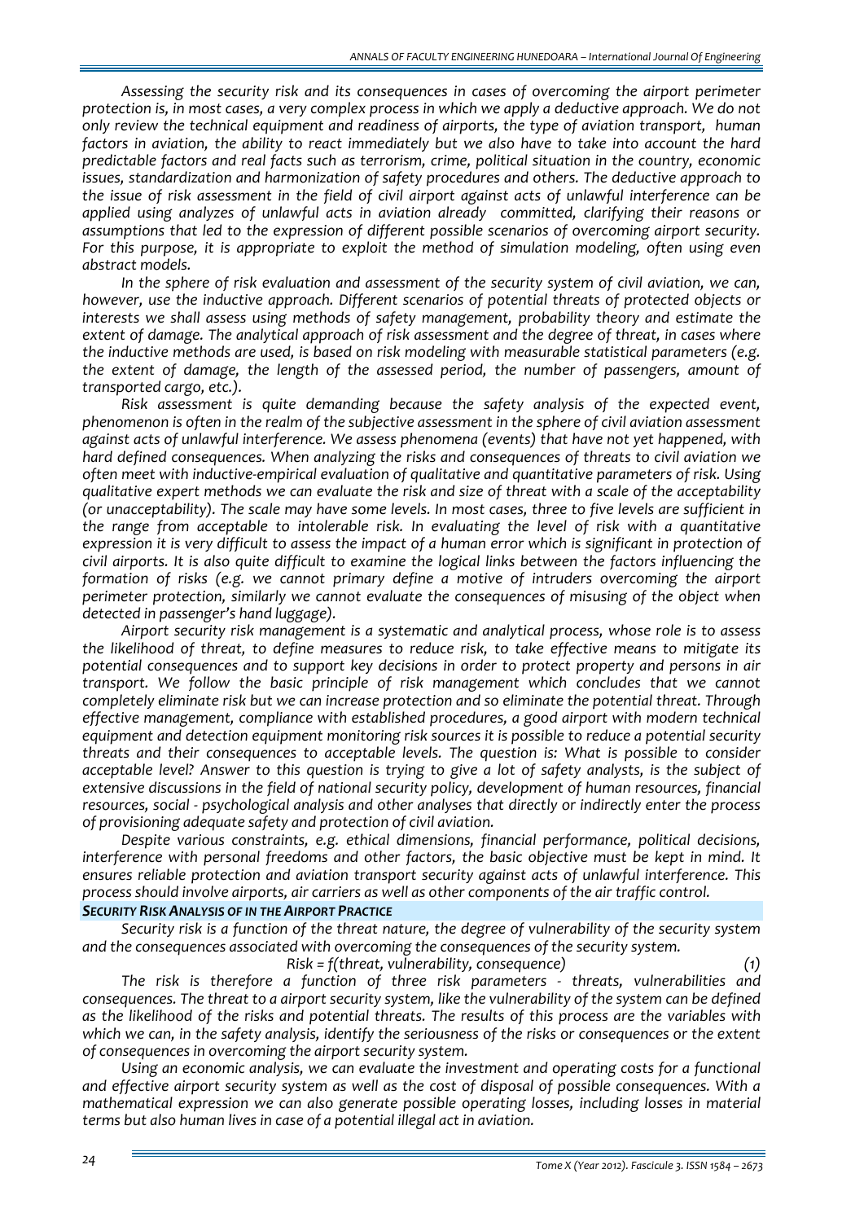*Assessing the security risk and its consequences in cases of overcoming the airport perimeter protection is, in most cases, a very complex process in which we apply a deductive approach. We do not only review the technical equipment and readiness of airports, the type of aviation transport, human factors in aviation, the ability to react immediately but we also have to take into account the hard predictable factors and real facts such as terrorism, crime, political situation in the country, economic issues, standardization and harmonization of safety procedures and others. The deductive approach to the issue of risk assessment in the field of civil airport against acts of unlawful interference can be applied using analyzes of unlawful acts in aviation already committed, clarifying their reasons or assumptions that led to the expression of different possible scenarios of overcoming airport security. For this purpose, it is appropriate to exploit the method of simulation modeling, often using even abstract models.*

*In the sphere of risk evaluation and assessment of the security system of civil aviation, we can, however, use the inductive approach. Different scenarios of potential threats of protected objects or interests we shall assess using methods of safety management, probability theory and estimate the extent of damage. The analytical approach of risk assessment and the degree of threat, in cases where the inductive methods are used, is based on risk modeling with measurable statistical parameters (e.g. the extent of damage, the length of the assessed period, the number of passengers, amount of transported cargo, etc.).*

*Risk assessment is quite demanding because the safety analysis of the expected event, phenomenon is often in the realm of the subjective assessment in the sphere of civil aviation assessment against acts of unlawful interference. We assess phenomena (events) that have not yet happened, with hard defined consequences. When analyzing the risks and consequences of threats to civil aviation we often meet with inductive-empirical evaluation of qualitative and quantitative parameters of risk. Using qualitative expert methods we can evaluate the risk and size of threat with a scale of the acceptability (or unacceptability). The scale may have some levels. In most cases, three to five levels are sufficient in the range from acceptable to intolerable risk. In evaluating the level of risk with a quantitative expression it is very difficult to assess the impact of a human error which is significant in protection of civil airports. It is also quite difficult to examine the logical links between the factors influencing the formation of risks (e.g. we cannot primary define a motive of intruders overcoming the airport perimeter protection, similarly we cannot evaluate the consequences of misusing of the object when detected in passenger's hand luggage).*

*Airport security risk management is a systematic and analytical process, whose role is to assess the likelihood of threat, to define measures to reduce risk, to take effective means to mitigate its potential consequences and to support key decisions in order to protect property and persons in air transport. We follow the basic principle of risk management which concludes that we cannot completely eliminate risk but we can increase protection and so eliminate the potential threat. Through effective management, compliance with established procedures, a good airport with modern technical equipment and detection equipment monitoring risk sources it is possible to reduce a potential security threats and their consequences to acceptable levels. The question is: What is possible to consider acceptable level? Answer to this question is trying to give a lot of safety analysts, is the subject of extensive discussions in the field of national security policy, development of human resources, financial resources, social - psychological analysis and other analyses that directly or indirectly enter the process of provisioning adequate safety and protection of civil aviation.*

*Despite various constraints, e.g. ethical dimensions, financial performance, political decisions, interference with personal freedoms and other factors, the basic objective must be kept in mind. It ensures reliable protection and aviation transport security against acts of unlawful interference. This process should involve airports, air carriers as well as other components of the air traffic control.*

## SECURITY RISK ANALYSIS OF IN THE AIRPORT PRACTICE

*Security risk is a function of the threat nature, the degree of vulnerability of the security system and the consequences associated with overcoming the consequences of the security system.*

$$Risk = f(threat, vulnerability, consequence) \quad (1)$$

*The risk is therefore a function of three risk parameters - threats, vulnerabilities and consequences. The threat to a airport security system, like the vulnerability of the system can be defined as the likelihood of the risks and potential threats. The results of this process are the variables with which we can, in the safety analysis, identify the seriousness of the risks or consequences or the extent of consequences in overcoming the airport security system.*

*Using an economic analysis, we can evaluate the investment and operating costs for a functional and effective airport security system as well as the cost of disposal of possible consequences. With a mathematical expression we can also generate possible operating losses, including losses in material terms but also human lives in case of a potential illegal act in aviation.*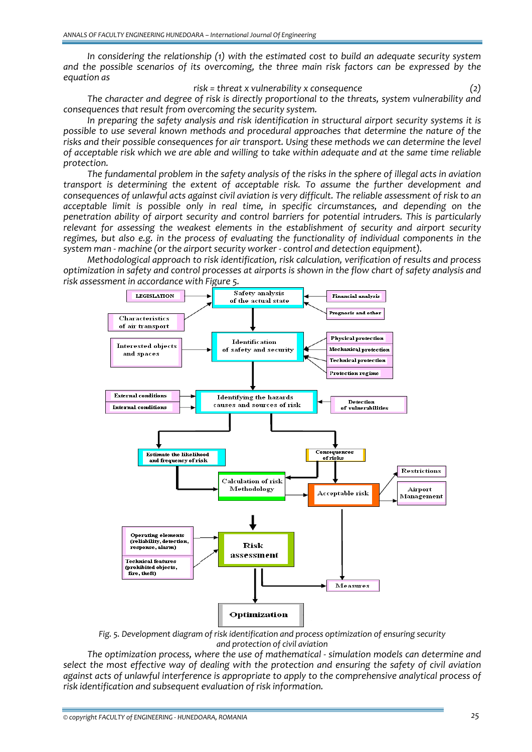In considering the relationship (1) with the estimated cost to build an adequate security system and the possible scenarios of its overcoming, the three main risk factors can be expressed by the equation as

$$risk = threat \times vulnerability \times consequence \tag{2}$$

The character and degree of risk is directly proportional to the threats, system vulnerability and consequences that result from overcoming the security system.

In preparing the safety analysis and risk identification in structural airport security systems it is possible to use several known methods and procedural approaches that determine the nature of the risks and their possible consequences for air transport. Using these methods we can determine the level of acceptable risk which we are able and willing to take within adequate and at the same time reliable protection.

The fundamental problem in the safety analysis of the risks in the sphere of illegal acts in aviation transport is determining the extent of acceptable risk. To assume the further development and consequences of unlawful acts against civil aviation is very difficult. The reliable assessment of risk to an acceptable limit is possible only in real time, in specific circumstances, and depending on the penetration ability of airport security and control barriers for potential intruders. This is particularly relevant for assessing the weakest elements in the establishment of security and airport security regimes, but also e.g. in the process of evaluating the functionality of individual components in the system man - machine (or the airport security worker - control and detection equipment).

Methodological approach to risk identification, risk calculation, verification of results and process optimization in safety and control processes at airports is shown in the flow chart of safety analysis and risk assessment in accordance with Figure 5.

Fig. 5. Development diagram of risk identification and process optimization of ensuring security and protection of civil aviation

The optimization process, where the use of mathematical - simulation models can determine and select the most effective way of dealing with the protection and ensuring the safety of civil aviation against acts of unlawful interference is appropriate to apply to the comprehensive analytical process of risk identification and subsequent evaluation of risk information.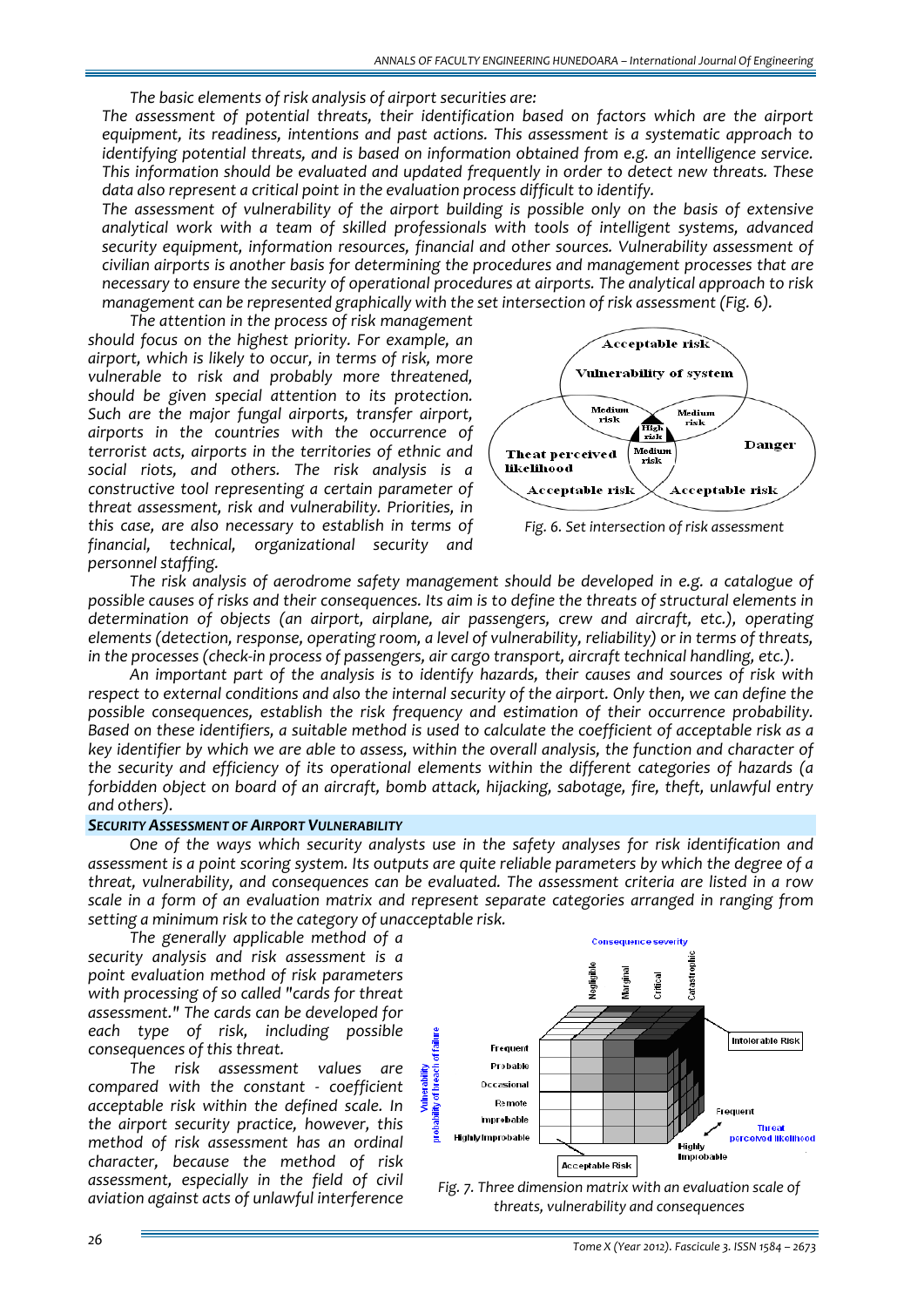*The basic elements of risk analysis of airport securities are:*

*The assessment of potential threats, their identification based on factors which are the airport equipment, its readiness, intentions and past actions. This assessment is a systematic approach to identifying potential threats, and is based on information obtained from e.g. an intelligence service. This information should be evaluated and updated frequently in order to detect new threats. These data also represent a critical point in the evaluation process difficult to identify.*

*The assessment of vulnerability of the airport building is possible only on the basis of extensive analytical work with a team of skilled professionals with tools of intelligent systems, advanced security equipment, information resources, financial and other sources. Vulnerability assessment of civilian airports is another basis for determining the procedures and management processes that are necessary to ensure the security of operational procedures at airports. The analytical approach to risk management can be represented graphically with the set intersection of risk assessment (Fig. 6).*

*The attention in the process of risk management should focus on the highest priority. For example, an airport, which is likely to occur, in terms of risk, more vulnerable to risk and probably more threatened, should be given special attention to its protection. Such are the major fungal airports, transfer airport, airports in the countries with the occurrence of terrorist acts, airports in the territories of ethnic and social riots, and others. The risk analysis is a constructive tool representing a certain parameter of threat assessment, risk and vulnerability. Priorities, in this case, are also necessary to establish in terms of financial, technical, organizational security and personnel staffing.*

*Fig. 6. Set intersection of risk assessment*

*The risk analysis of aerodrome safety management should be developed in e.g. a catalogue of possible causes of risks and their consequences. Its aim is to define the threats of structural elements in determination of objects (an airport, airplane, air passengers, crew and aircraft, etc.), operating elements (detection, response, operating room, a level of vulnerability, reliability) or in terms of threats, in the processes (check-in process of passengers, air cargo transport, aircraft technical handling, etc.).*

*An important part of the analysis is to identify hazards, their causes and sources of risk with respect to external conditions and also the internal security of the airport. Only then, we can define the possible consequences, establish the risk frequency and estimation of their occurrence probability. Based on these identifiers, a suitable method is used to calculate the coefficient of acceptable risk as a key identifier by which we are able to assess, within the overall analysis, the function and character of the security and efficiency of its operational elements within the different categories of hazards (a forbidden object on board of an aircraft, bomb attack, hijacking, sabotage, fire, theft, unlawful entry and others).*

## ***SECURITY ASSESSMENT OF AIRPORT VULNERABILITY***

*One of the ways which security analysts use in the safety analyses for risk identification and assessment is a point scoring system. Its outputs are quite reliable parameters by which the degree of a threat, vulnerability, and consequences can be evaluated. The assessment criteria are listed in a row scale in a form of an evaluation matrix and represent separate categories arranged in ranging from setting a minimum risk to the category of unacceptable risk.*

*The generally applicable method of a security analysis and risk assessment is a point evaluation method of risk parameters with processing of so called "cards for threat assessment." The cards can be developed for each type of risk, including possible consequences of this threat.*

*The risk assessment values are compared with the constant - coefficient acceptable risk within the defined scale. In the airport security practice, however, this method of risk assessment has an ordinal character, because the method of risk assessment, especially in the field of civil aviation against acts of unlawful interference*

*Fig. 7. Three dimension matrix with an evaluation scale of threats, vulnerability and consequences*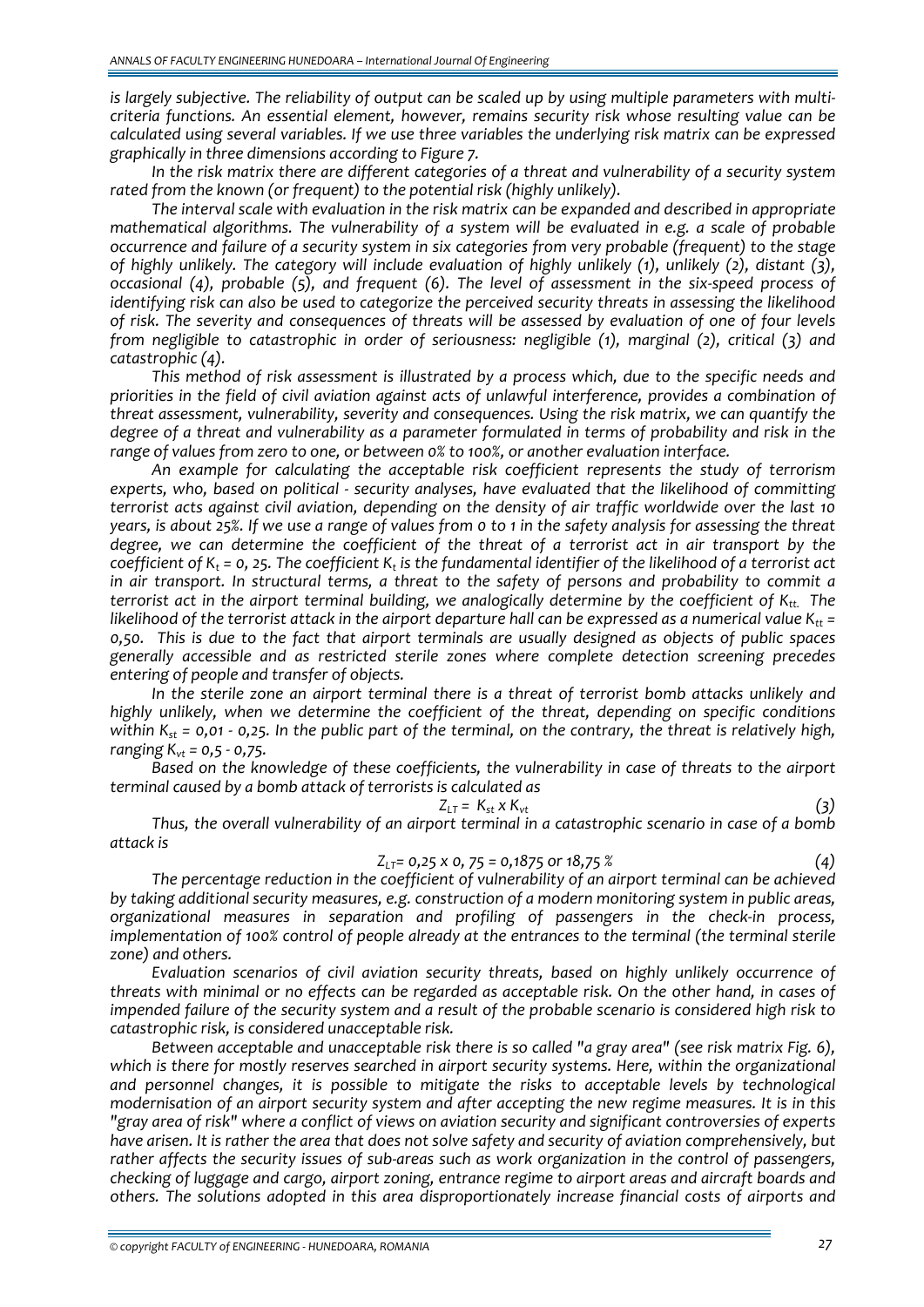*is largely subjective. The reliability of output can be scaled up by using multiple parameters with multi-criteria functions. An essential element, however, remains security risk whose resulting value can be calculated using several variables. If we use three variables the underlying risk matrix can be expressed graphically in three dimensions according to Figure 7.*

*In the risk matrix there are different categories of a threat and vulnerability of a security system rated from the known (or frequent) to the potential risk (highly unlikely).*

*The interval scale with evaluation in the risk matrix can be expanded and described in appropriate mathematical algorithms. The vulnerability of a system will be evaluated in e.g. a scale of probable occurrence and failure of a security system in six categories from very probable (frequent) to the stage of highly unlikely. The category will include evaluation of highly unlikely (1), unlikely (2), distant (3), occasional (4), probable (5), and frequent (6). The level of assessment in the six-speed process of identifying risk can also be used to categorize the perceived security threats in assessing the likelihood of risk. The severity and consequences of threats will be assessed by evaluation of one of four levels from negligible to catastrophic in order of seriousness: negligible (1), marginal (2), critical (3) and catastrophic (4).*

*This method of risk assessment is illustrated by a process which, due to the specific needs and priorities in the field of civil aviation against acts of unlawful interference, provides a combination of threat assessment, vulnerability, severity and consequences. Using the risk matrix, we can quantify the degree of a threat and vulnerability as a parameter formulated in terms of probability and risk in the range of values from zero to one, or between 0% to 100%, or another evaluation interface.*

*An example for calculating the acceptable risk coefficient represents the study of terrorism experts, who, based on political - security analyses, have evaluated that the likelihood of committing terrorist acts against civil aviation, depending on the density of air traffic worldwide over the last 10 years, is about 25%. If we use a range of values from 0 to 1 in the safety analysis for assessing the threat degree, we can determine the coefficient of the threat of a terrorist act in air transport by the coefficient of $K_t = 0,25$. The coefficient $K_t$ is the fundamental identifier of the likelihood of a terrorist act in air transport. In structural terms, a threat to the safety of persons and probability to commit a terrorist act in the airport terminal building, we analogically determine by the coefficient of $K_{tt}$. The likelihood of the terrorist attack in the airport departure hall can be expressed as a numerical value $K_{tt} = 0,50$. This is due to the fact that airport terminals are usually designed as objects of public spaces generally accessible and as restricted sterile zones where complete detection screening precedes entering of people and transfer of objects.*

*In the sterile zone an airport terminal there is a threat of terrorist bomb attacks unlikely and highly unlikely, when we determine the coefficient of the threat, depending on specific conditions within $K_{st} = 0,01 - 0,25$. In the public part of the terminal, on the contrary, the threat is relatively high, ranging $K_{vt} = 0,5 - 0,75$.*

*Based on the knowledge of these coefficients, the vulnerability in case of threats to the airport terminal caused by a bomb attack of terrorists is calculated as*

$$Z_{LT} = K_{st} \times K_{vt} \tag{3}$$

*Thus, the overall vulnerability of an airport terminal in a catastrophic scenario in case of a bomb attack is*

$$Z_{LT} = 0,25 \times 0,75 = 0,1875 \text{ or } 18,75\ \% \tag{4}$$

*The percentage reduction in the coefficient of vulnerability of an airport terminal can be achieved by taking additional security measures, e.g. construction of a modern monitoring system in public areas, organizational measures in separation and profiling of passengers in the check-in process, implementation of 100% control of people already at the entrances to the terminal (the terminal sterile zone) and others.*

*Evaluation scenarios of civil aviation security threats, based on highly unlikely occurrence of threats with minimal or no effects can be regarded as acceptable risk. On the other hand, in cases of impended failure of the security system and a result of the probable scenario is considered high risk to catastrophic risk, is considered unacceptable risk.*

*Between acceptable and unacceptable risk there is so called "a gray area" (see risk matrix Fig. 6), which is there for mostly reserves searched in airport security systems. Here, within the organizational and personnel changes, it is possible to mitigate the risks to acceptable levels by technological modernisation of an airport security system and after accepting the new regime measures. It is in this "gray area of risk" where a conflict of views on aviation security and significant controversies of experts have arisen. It is rather the area that does not solve safety and security of aviation comprehensively, but rather affects the security issues of sub-areas such as work organization in the control of passengers, checking of luggage and cargo, airport zoning, entrance regime to airport areas and aircraft boards and others. The solutions adopted in this area disproportionately increase financial costs of airports and*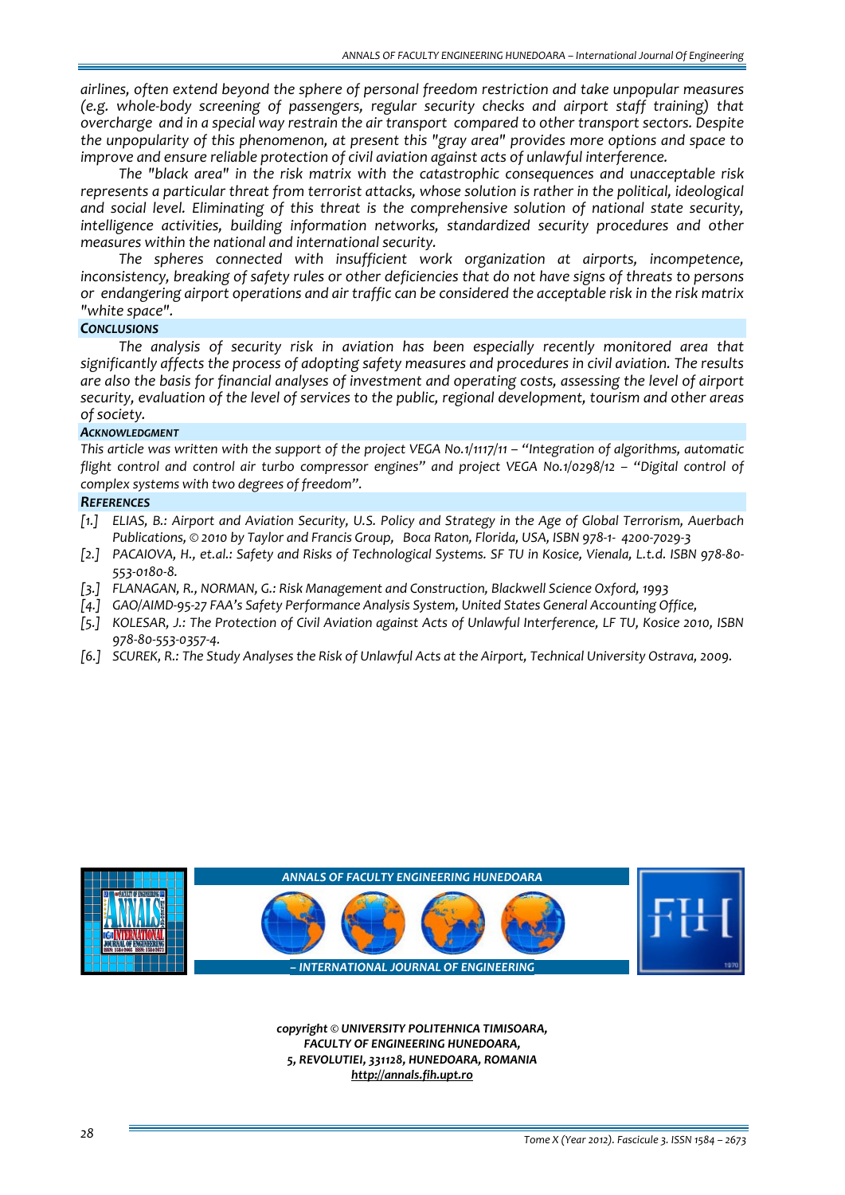*airlines, often extend beyond the sphere of personal freedom restriction and take unpopular measures (e.g. whole-body screening of passengers, regular security checks and airport staff training) that overcharge and in a special way restrain the air transport compared to other transport sectors. Despite the unpopularity of this phenomenon, at present this "gray area" provides more options and space to improve and ensure reliable protection of civil aviation against acts of unlawful interference.*

*The "black area" in the risk matrix with the catastrophic consequences and unacceptable risk represents a particular threat from terrorist attacks, whose solution is rather in the political, ideological and social level. Eliminating of this threat is the comprehensive solution of national state security, intelligence activities, building information networks, standardized security procedures and other measures within the national and international security.*

*The spheres connected with insufficient work organization at airports, incompetence, inconsistency, breaking of safety rules or other deficiencies that do not have signs of threats to persons or endangering airport operations and air traffic can be considered the acceptable risk in the risk matrix "white space".*

## CONCLUSIONS

*The analysis of security risk in aviation has been especially recently monitored area that significantly affects the process of adopting safety measures and procedures in civil aviation. The results are also the basis for financial analyses of investment and operating costs, assessing the level of airport security, evaluation of the level of services to the public, regional development, tourism and other areas of society.*

## ACKNOWLEDGMENT

*This article was written with the support of the project VEGA No.1/1117/11 – "Integration of algorithms, automatic flight control and control air turbo compressor engines" and project VEGA No.1/0298/12 – "Digital control of complex systems with two degrees of freedom".*

## REFERENCES

[1.] *ELIAS, B.: Airport and Aviation Security, U.S. Policy and Strategy in the Age of Global Terrorism, Auerbach Publications, © 2010 by Taylor and Francis Group, Boca Raton, Florida, USA, ISBN 978-1- 4200-7029-3*

[2.] *PACAIOVA, H., et.al.: Safety and Risks of Technological Systems. SF TU in Kosice, Vienala, L.t.d. ISBN 978-80-553-0180-8.*

[3.] *FLANAGAN, R., NORMAN, G.: Risk Management and Construction, Blackwell Science Oxford, 1993*

[4.] *GAO/AIMD-95-27 FAA's Safety Performance Analysis System, United States General Accounting Office,*

[5.] *KOLESAR, J.: The Protection of Civil Aviation against Acts of Unlawful Interference, LF TU, Kosice 2010, ISBN 978-80-553-0357-4.*

[6.] *SCUREK, R.: The Study Analyses the Risk of Unlawful Acts at the Airport, Technical University Ostrava, 2009.*

ANNALS OF FACULTY ENGINEERING HUNEDOARA

– INTERNATIONAL JOURNAL OF ENGINEERING

***copyright © UNIVERSITY POLITEHNICA TIMISOARA,***
***FACULTY OF ENGINEERING HUNEDOARA,***
***5, REVOLUTIEI, 331128, HUNEDOARA, ROMANIA***
***http://annals.fih.upt.ro***